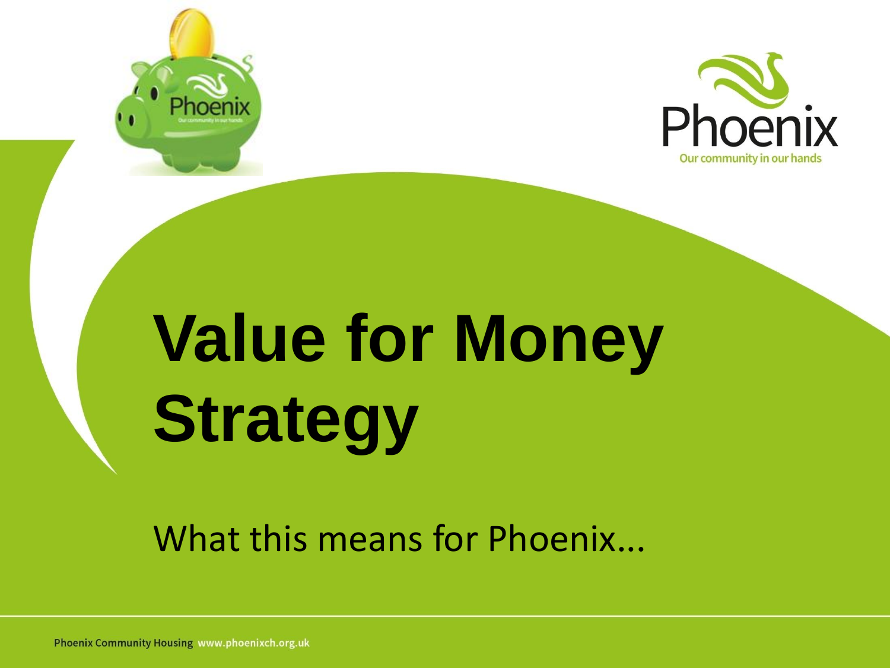# Value for Money Strategy

What this means for Phoenix...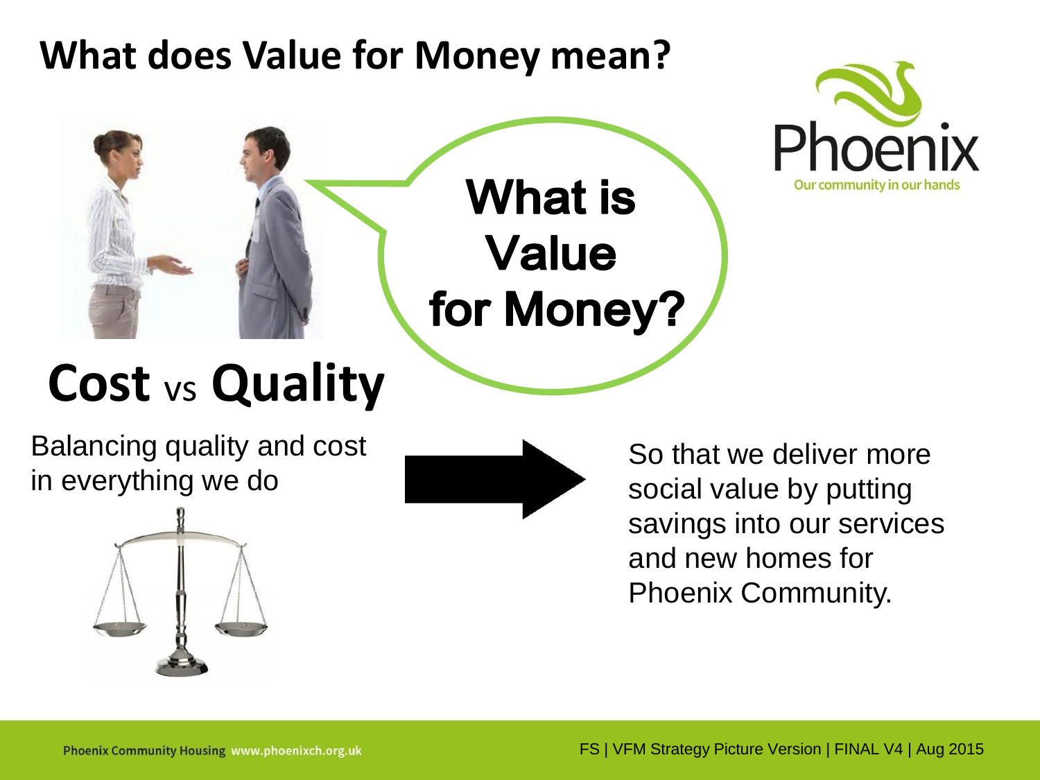# What does Value for Money mean?

What is Value for Money?

## Cost vs Quality

Balancing quality and cost in everything we do

So that we deliver more social value by putting savings into our services and new homes for Phoenix Community.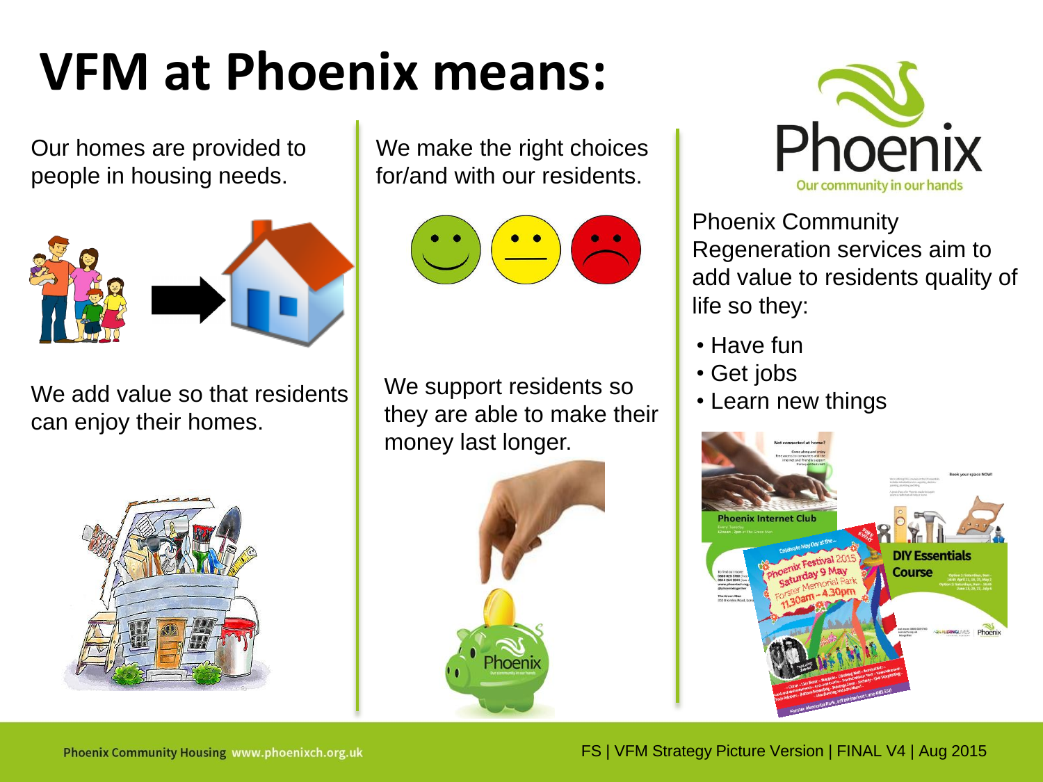# VFM at Phoenix means:

Our homes are provided to people in housing needs.

We add value so that residents can enjoy their homes.

We make the right choices for/and with our residents.

We support residents so they are able to make their money last longer.

Phoenix Community Regeneration services aim to add value to residents quality of life so they:

- Have fun
- Get jobs
- Learn new things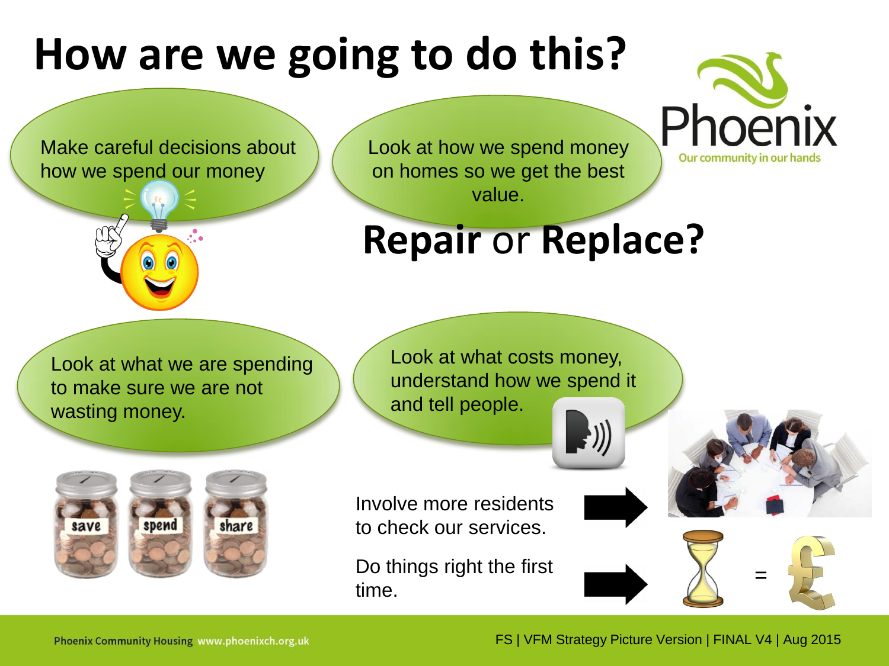# How are we going to do this?

Make careful decisions about how we spend our money

Look at how we spend money on homes so we get the best value.

**Repair** or **Replace?**

Look at what we are spending to make sure we are not wasting money.

Look at what costs money, understand how we spend it and tell people.

save spend share

Involve more residents to check our services.

Do things right the first time.

=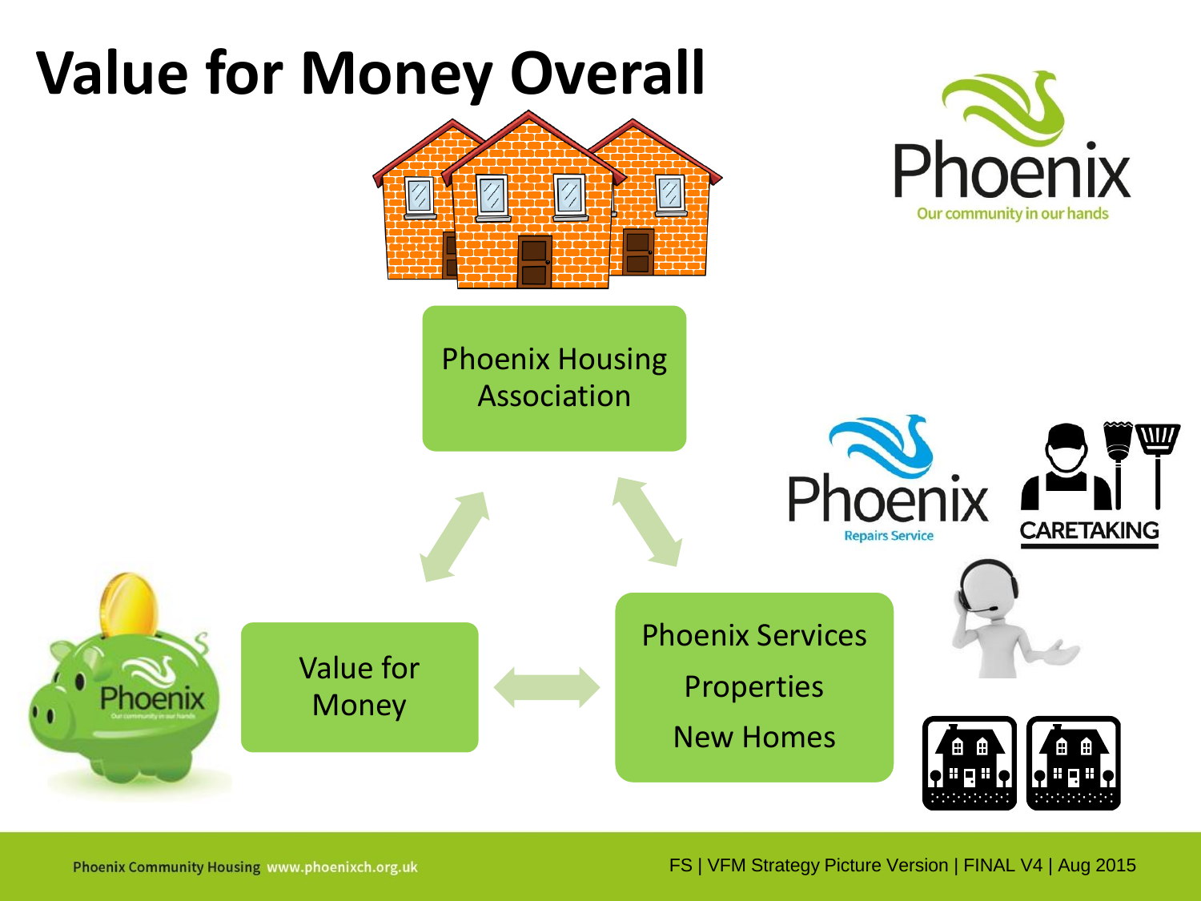# Value for Money Overall

Phoenix
Our community in our hands

Phoenix Housing Association

Phoenix
Repairs Service

CARETAKING

Value for Money

Phoenix Services

Properties

New Homes

Phoenix Community Housing www.phoenixch.org.uk

FS | VFM Strategy Picture Version | FINAL V4 | Aug 2015